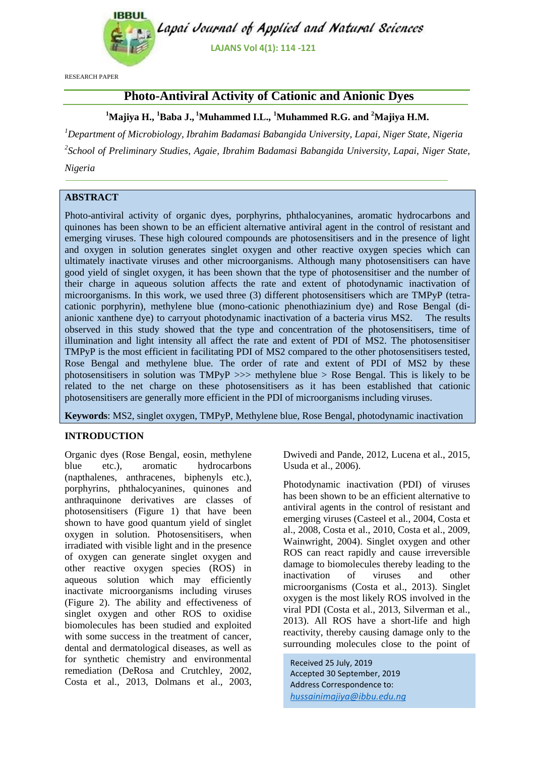RESEARCH PAPER

# Photo-Antiviral Activity of Cationic and Anionic Dyes

**[1]Majiya H., [1]Baba J., [1]Muhammed I.L., [1]Muhammed R.G. and [2]Majiya H.M.**

*[1]Department of Microbiology, Ibrahim Badamasi Babangida University, Lapai, Niger State, Nigeria*

*[2]School of Preliminary Studies, Agaie, Ibrahim Badamasi Babangida University, Lapai, Niger State, Nigeria*

## ABSTRACT

Photo-antiviral activity of organic dyes, porphyrins, phthalocyanines, aromatic hydrocarbons and quinones has been shown to be an efficient alternative antiviral agent in the control of resistant and emerging viruses. These high coloured compounds are photosensitisers and in the presence of light and oxygen in solution generates singlet oxygen and other reactive oxygen species which can ultimately inactivate viruses and other microorganisms. Although many photosensitisers can have good yield of singlet oxygen, it has been shown that the type of photosensitiser and the number of their charge in aqueous solution affects the rate and extent of photodynamic inactivation of microorganisms. In this work, we used three (3) different photosensitisers which are TMPyP (tetra-cationic porphyrin), methylene blue (mono-cationic phenothiazinium dye) and Rose Bengal (di-anionic xanthene dye) to carryout photodynamic inactivation of a bacteria virus MS2. The results observed in this study showed that the type and concentration of the photosensitisers, time of illumination and light intensity all affect the rate and extent of PDI of MS2. The photosensitiser TMPyP is the most efficient in facilitating PDI of MS2 compared to the other photosensitisers tested, Rose Bengal and methylene blue. The order of rate and extent of PDI of MS2 by these photosensitisers in solution was TMPyP >>> methylene blue > Rose Bengal. This is likely to be related to the net charge on these photosensitisers as it has been established that cationic photosensitisers are generally more efficient in the PDI of microorganisms including viruses.

**Keywords**: MS2, singlet oxygen, TMPyP, Methylene blue, Rose Bengal, photodynamic inactivation

## INTRODUCTION

Organic dyes (Rose Bengal, eosin, methylene blue etc.), aromatic hydrocarbons (napthalenes, anthracenes, biphenyls etc.), porphyrins, phthalocyanines, quinones and anthraquinone derivatives are classes of photosensitisers (Figure 1) that have been shown to have good quantum yield of singlet oxygen in solution. Photosensitisers, when irradiated with visible light and in the presence of oxygen can generate singlet oxygen and other reactive oxygen species (ROS) in aqueous solution which may efficiently inactivate microorganisms including viruses (Figure 2). The ability and effectiveness of singlet oxygen and other ROS to oxidise biomolecules has been studied and exploited with some success in the treatment of cancer, dental and dermatological diseases, as well as for synthetic chemistry and environmental remediation (DeRosa and Crutchley, 2002, Costa et al., 2013, Dolmans et al., 2003, Dwivedi and Pande, 2012, Lucena et al., 2015, Usuda et al., 2006).

Photodynamic inactivation (PDI) of viruses has been shown to be an efficient alternative to antiviral agents in the control of resistant and emerging viruses (Casteel et al., 2004, Costa et al., 2008, Costa et al., 2010, Costa et al., 2009, Wainwright, 2004). Singlet oxygen and other ROS can react rapidly and cause irreversible damage to biomolecules thereby leading to the inactivation of viruses and other microorganisms (Costa et al., 2013). Singlet oxygen is the most likely ROS involved in the viral PDI (Costa et al., 2013, Silverman et al., 2013). All ROS have a short-life and high reactivity, thereby causing damage only to the surrounding molecules close to the point of

Received 25 July, 2019
Accepted 30 September, 2019
Address Correspondence to:
hussainimajiya@ibbu.edu.ng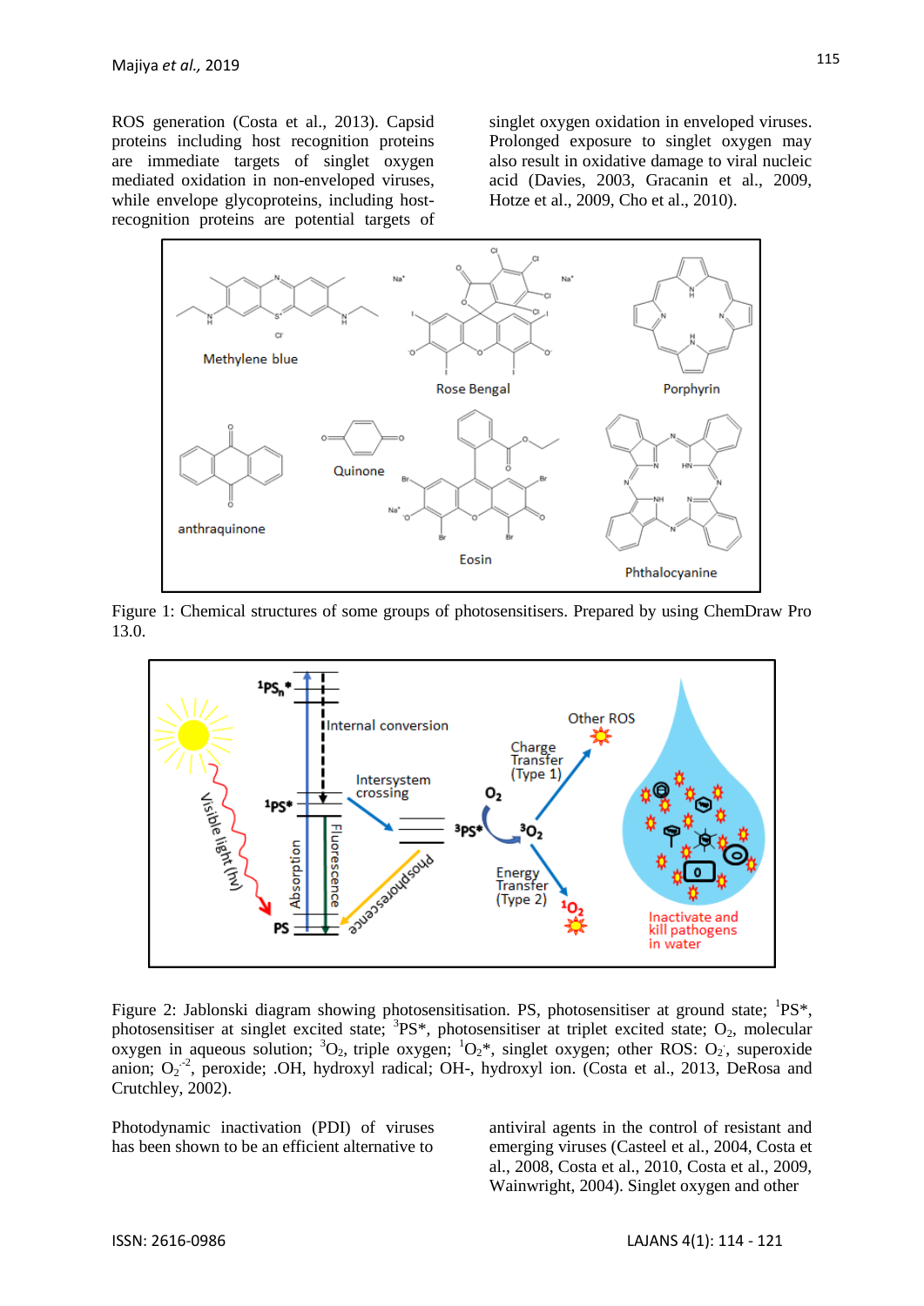ROS generation (Costa et al., 2013). Capsid proteins including host recognition proteins are immediate targets of singlet oxygen mediated oxidation in non-enveloped viruses, while envelope glycoproteins, including host-recognition proteins are potential targets of singlet oxygen oxidation in enveloped viruses. Prolonged exposure to singlet oxygen may also result in oxidative damage to viral nucleic acid (Davies, 2003, Gracanin et al., 2009, Hotze et al., 2009, Cho et al., 2010).

Figure 1: Chemical structures of some groups of photosensitisers. Prepared by using ChemDraw Pro 13.0.

Figure 2: Jablonski diagram showing photosensitisation. PS, photosensitiser at ground state; $^1PS^*$, photosensitiser at singlet excited state; $^3PS^*$, photosensitiser at triplet excited state; $O_2$, molecular oxygen in aqueous solution; $^3O_2$, triple oxygen; $^1O_2^*$, singlet oxygen; other ROS: $O_2^{-}$, superoxide anion; $O_2^{-2}$, peroxide; .OH, hydroxyl radical; OH-, hydroxyl ion. (Costa et al., 2013, DeRosa and Crutchley, 2002).

Photodynamic inactivation (PDI) of viruses has been shown to be an efficient alternative to antiviral agents in the control of resistant and emerging viruses (Casteel et al., 2004, Costa et al., 2008, Costa et al., 2010, Costa et al., 2009, Wainwright, 2004). Singlet oxygen and other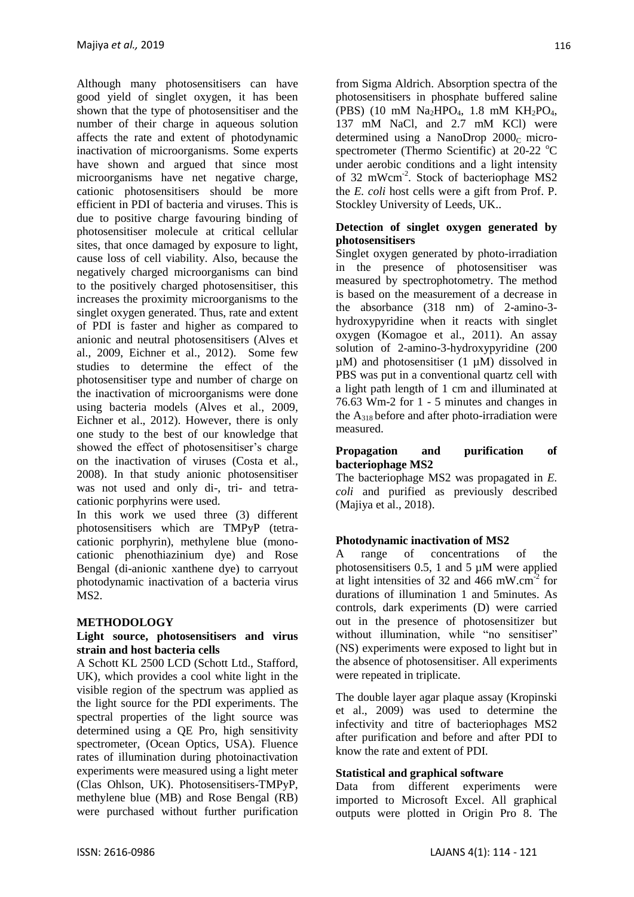Although many photosensitisers can have good yield of singlet oxygen, it has been shown that the type of photosensitiser and the number of their charge in aqueous solution affects the rate and extent of photodynamic inactivation of microorganisms. Some experts have shown and argued that since most microorganisms have net negative charge, cationic photosensitisers should be more efficient in PDI of bacteria and viruses. This is due to positive charge favouring binding of photosensitiser molecule at critical cellular sites, that once damaged by exposure to light, cause loss of cell viability. Also, because the negatively charged microorganisms can bind to the positively charged photosensitiser, this increases the proximity microorganisms to the singlet oxygen generated. Thus, rate and extent of PDI is faster and higher as compared to anionic and neutral photosensitisers (Alves et al., 2009, Eichner et al., 2012). Some few studies to determine the effect of the photosensitiser type and number of charge on the inactivation of microorganisms were done using bacteria models (Alves et al., 2009, Eichner et al., 2012). However, there is only one study to the best of our knowledge that showed the effect of photosensitiser's charge on the inactivation of viruses (Costa et al., 2008). In that study anionic photosensitiser was not used and only di-, tri- and tetra-cationic porphyrins were used.

In this work we used three (3) different photosensitisers which are TMPyP (tetra-cationic porphyrin), methylene blue (mono-cationic phenothiazinium dye) and Rose Bengal (di-anionic xanthene dye) to carryout photodynamic inactivation of a bacteria virus MS2.

## METHODOLOGY

### Light source, photosensitisers and virus strain and host bacteria cells

A Schott KL 2500 LCD (Schott Ltd., Stafford, UK), which provides a cool white light in the visible region of the spectrum was applied as the light source for the PDI experiments. The spectral properties of the light source was determined using a QE Pro, high sensitivity spectrometer, (Ocean Optics, USA). Fluence rates of illumination during photoinactivation experiments were measured using a light meter (Clas Ohlson, UK). Photosensitisers-TMPyP, methylene blue (MB) and Rose Bengal (RB) were purchased without further purification from Sigma Aldrich. Absorption spectra of the photosensitisers in phosphate buffered saline (PBS) (10 mM $Na_2HPO_4$, 1.8 mM $KH_2PO_4$, 137 mM NaCl, and 2.7 mM KCl) were determined using a NanoDrop $2000_C$ micro-spectrometer (Thermo Scientific) at 20-22 $^oC$ under aerobic conditions and a light intensity of 32 $mWcm^{-2}$. Stock of bacteriophage MS2 the *E. coli* host cells were a gift from Prof. P. Stockley University of Leeds, UK..

### Detection of singlet oxygen generated by photosensitisers

Singlet oxygen generated by photo-irradiation in the presence of photosensitiser was measured by spectrophotometry. The method is based on the measurement of a decrease in the absorbance (318 nm) of 2-amino-3-hydroxypyridine when it reacts with singlet oxygen (Komagoe et al., 2011). An assay solution of 2-amino-3-hydroxypyridine (200 µM) and photosensitiser (1 µM) dissolved in PBS was put in a conventional quartz cell with a light path length of 1 cm and illuminated at 76.63 Wm-2 for 1 - 5 minutes and changes in the $A_{318}$ before and after photo-irradiation were measured.

### Propagation and purification of bacteriophage MS2

The bacteriophage MS2 was propagated in *E. coli* and purified as previously described (Majiya et al., 2018).

### Photodynamic inactivation of MS2

A range of concentrations of the photosensitisers 0.5, 1 and 5 µM were applied at light intensities of 32 and 466 $mW.cm^{-2}$ for durations of illumination 1 and 5minutes. As controls, dark experiments (D) were carried out in the presence of photosensitizer but without illumination, while "no sensitiser" (NS) experiments were exposed to light but in the absence of photosensitiser. All experiments were repeated in triplicate.

The double layer agar plaque assay (Kropinski et al., 2009) was used to determine the infectivity and titre of bacteriophages MS2 after purification and before and after PDI to know the rate and extent of PDI.

### Statistical and graphical software

Data from different experiments were imported to Microsoft Excel. All graphical outputs were plotted in Origin Pro 8. The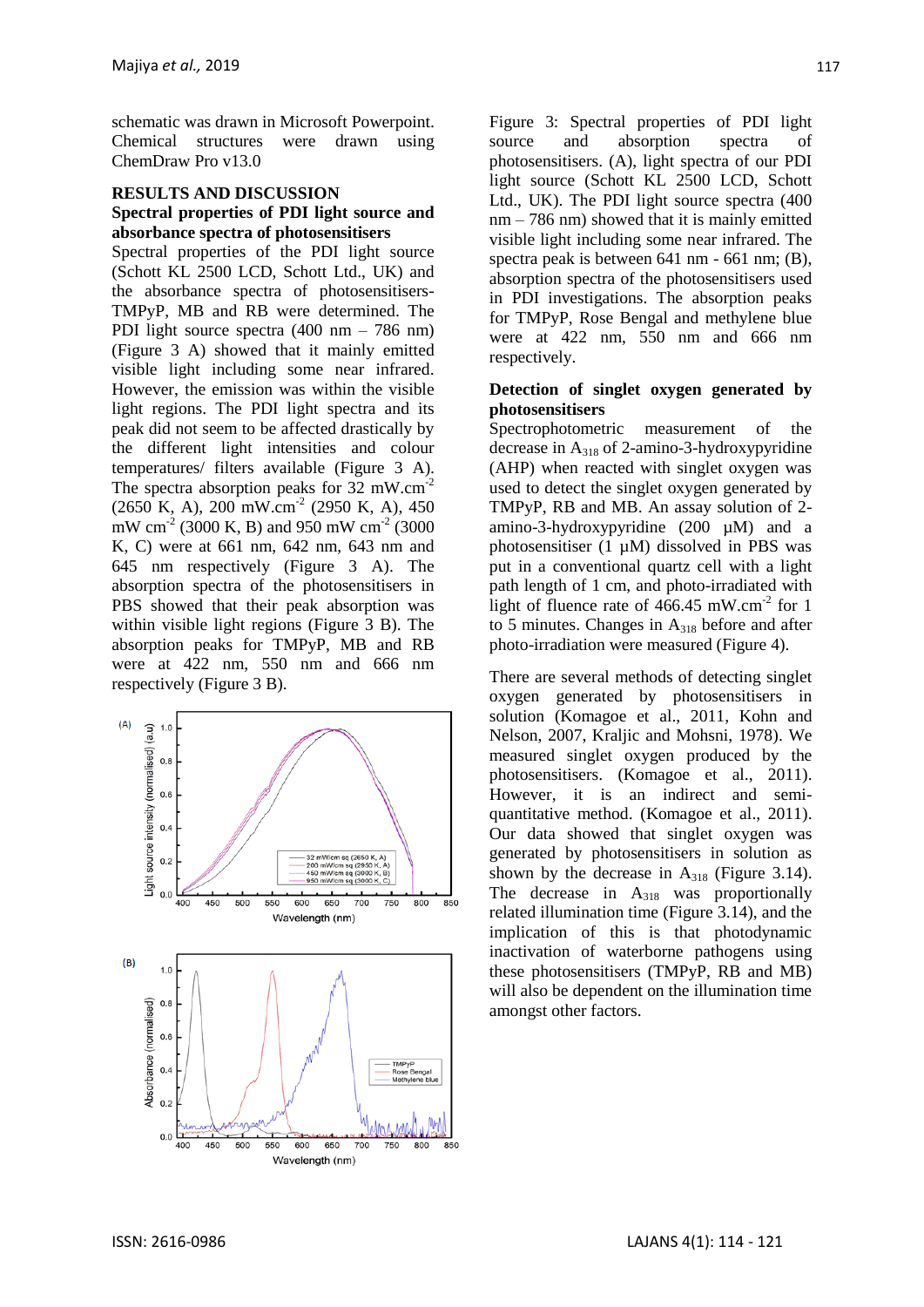schematic was drawn in Microsoft Powerpoint. Chemical structures were drawn using ChemDraw Pro v13.0

## RESULTS AND DISCUSSION

### Spectral properties of PDI light source and absorbance spectra of photosensitisers

Spectral properties of the PDI light source (Schott KL 2500 LCD, Schott Ltd., UK) and the absorbance spectra of photosensitisers-TMPyP, MB and RB were determined. The PDI light source spectra (400 nm – 786 nm) (Figure 3 A) showed that it mainly emitted visible light including some near infrared. However, the emission was within the visible light regions. The PDI light spectra and its peak did not seem to be affected drastically by the different light intensities and colour temperatures/ filters available (Figure 3 A). The spectra absorption peaks for 32 mW.cm$^{-2}$ (2650 K, A), 200 mW.cm$^{-2}$ (2950 K, A), 450 mW cm$^{-2}$ (3000 K, B) and 950 mW cm$^{-2}$ (3000 K, C) were at 661 nm, 642 nm, 643 nm and 645 nm respectively (Figure 3 A). The absorption spectra of the photosensitisers in PBS showed that their peak absorption was within visible light regions (Figure 3 B). The absorption peaks for TMPyP, MB and RB were at 422 nm, 550 nm and 666 nm respectively (Figure 3 B).

Figure 3: Spectral properties of PDI light source and absorption spectra of photosensitisers. (A), light spectra of our PDI light source (Schott KL 2500 LCD, Schott Ltd., UK). The PDI light source spectra (400 nm – 786 nm) showed that it is mainly emitted visible light including some near infrared. The spectra peak is between 641 nm - 661 nm; (B), absorption spectra of the photosensitisers used in PDI investigations. The absorption peaks for TMPyP, Rose Bengal and methylene blue were at 422 nm, 550 nm and 666 nm respectively.

### Detection of singlet oxygen generated by photosensitisers

Spectrophotometric measurement of the decrease in $A_{318}$ of 2-amino-3-hydroxypyridine (AHP) when reacted with singlet oxygen was used to detect the singlet oxygen generated by TMPyP, RB and MB. An assay solution of 2-amino-3-hydroxypyridine (200 µM) and a photosensitiser (1 µM) dissolved in PBS was put in a conventional quartz cell with a light path length of 1 cm, and photo-irradiated with light of fluence rate of 466.45 mW.cm$^{-2}$ for 1 to 5 minutes. Changes in $A_{318}$ before and after photo-irradiation were measured (Figure 4).

There are several methods of detecting singlet oxygen generated by photosensitisers in solution (Komagoe et al., 2011, Kohn and Nelson, 2007, Kraljic and Mohsni, 1978). We measured singlet oxygen produced by the photosensitisers. (Komagoe et al., 2011). However, it is an indirect and semi-quantitative method. (Komagoe et al., 2011). Our data showed that singlet oxygen was generated by photosensitisers in solution as shown by the decrease in $A_{318}$ (Figure 3.14). The decrease in $A_{318}$ was proportionally related illumination time (Figure 3.14), and the implication of this is that photodynamic inactivation of waterborne pathogens using these photosensitisers (TMPyP, RB and MB) will also be dependent on the illumination time amongst other factors.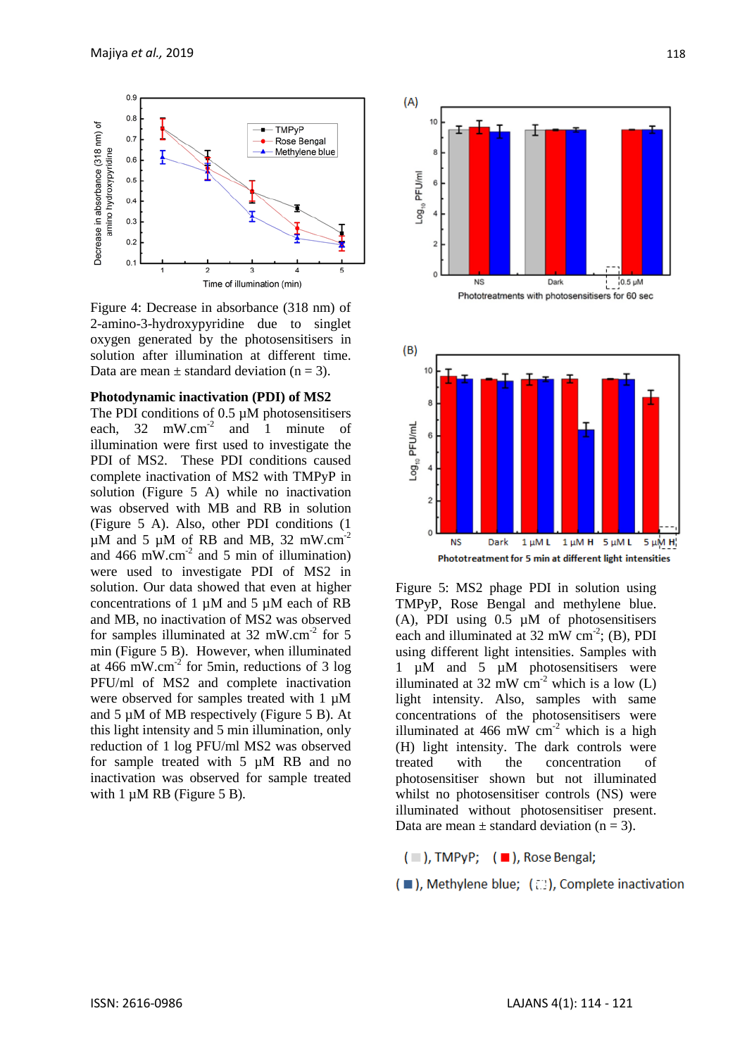Figure 4: Decrease in absorbance (318 nm) of 2-amino-3-hydroxypyridine due to singlet oxygen generated by the photosensitisers in solution after illumination at different time. Data are mean ± standard deviation (n = 3).

**Photodynamic inactivation (PDI) of MS2**

The PDI conditions of 0.5 µM photosensitisers each, 32 mW.cm$^{-2}$ and 1 minute of illumination were first used to investigate the PDI of MS2. These PDI conditions caused complete inactivation of MS2 with TMPyP in solution (Figure 5 A) while no inactivation was observed with MB and RB in solution (Figure 5 A). Also, other PDI conditions (1 µM and 5 µM of RB and MB, 32 mW.cm$^{-2}$ and 466 mW.cm$^{-2}$ and 5 min of illumination) were used to investigate PDI of MS2 in solution. Our data showed that even at higher concentrations of 1 µM and 5 µM each of RB and MB, no inactivation of MS2 was observed for samples illuminated at 32 mW.cm$^{-2}$ for 5 min (Figure 5 B). However, when illuminated at 466 mW.cm$^{-2}$ for 5min, reductions of 3 log PFU/ml of MS2 and complete inactivation were observed for samples treated with 1 µM and 5 µM of MB respectively (Figure 5 B). At this light intensity and 5 min illumination, only reduction of 1 log PFU/ml MS2 was observed for sample treated with 5 µM RB and no inactivation was observed for sample treated with 1 µM RB (Figure 5 B).

Figure 5: MS2 phage PDI in solution using TMPyP, Rose Bengal and methylene blue. (A), PDI using 0.5 µM of photosensitisers each and illuminated at 32 mW cm$^{-2}$; (B), PDI using different light intensities. Samples with 1 µM and 5 µM photosensitisers were illuminated at 32 mW cm$^{-2}$ which is a low (L) light intensity. Also, samples with same concentrations of the photosensitisers were illuminated at 466 mW cm$^{-2}$ which is a high (H) light intensity. The dark controls were treated with the concentration of photosensitiser shown but not illuminated whilst no photosensitiser controls (NS) were illuminated without photosensitiser present. Data are mean ± standard deviation (n = 3).

( ■ ), TMPyP; ( ■ ), Rose Bengal;
( ■ ), Methylene blue; ( ⬚ ), Complete inactivation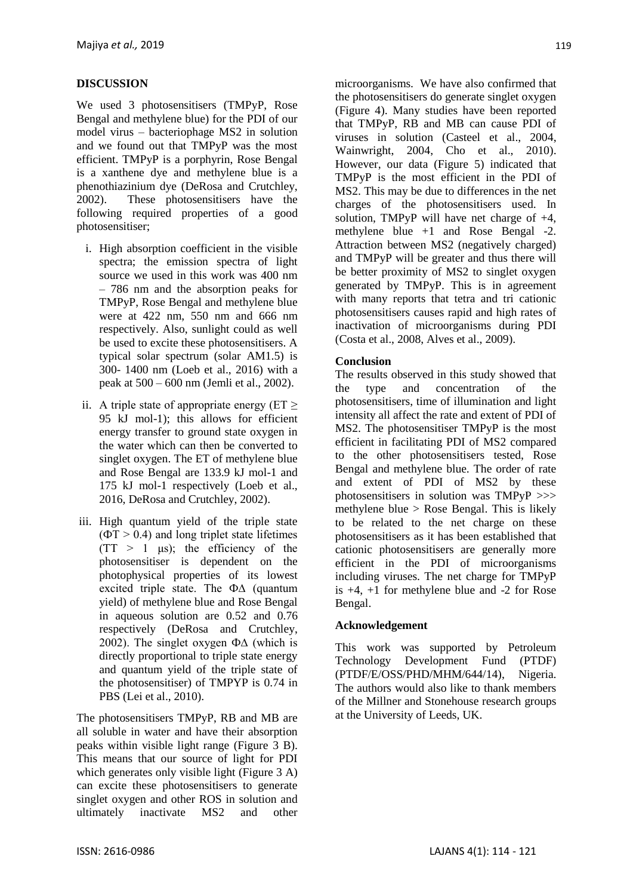## DISCUSSION

We used 3 photosensitisers (TMPyP, Rose Bengal and methylene blue) for the PDI of our model virus – bacteriophage MS2 in solution and we found out that TMPyP was the most efficient. TMPyP is a porphyrin, Rose Bengal is a xanthene dye and methylene blue is a phenothiazinium dye (DeRosa and Crutchley, 2002). These photosensitisers have the following required properties of a good photosensitiser;

i. High absorption coefficient in the visible spectra; the emission spectra of light source we used in this work was 400 nm – 786 nm and the absorption peaks for TMPyP, Rose Bengal and methylene blue were at 422 nm, 550 nm and 666 nm respectively. Also, sunlight could as well be used to excite these photosensitisers. A typical solar spectrum (solar AM1.5) is 300- 1400 nm (Loeb et al., 2016) with a peak at 500 – 600 nm (Jemli et al., 2002).

ii. A triple state of appropriate energy ($ET \geq 95$ kJ mol-1); this allows for efficient energy transfer to ground state oxygen in the water which can then be converted to singlet oxygen. The ET of methylene blue and Rose Bengal are 133.9 kJ mol-1 and 175 kJ mol-1 respectively (Loeb et al., 2016, DeRosa and Crutchley, 2002).

iii. High quantum yield of the triple state ($\Phi T > 0.4$) and long triplet state lifetimes ($TT > 1$ μs); the efficiency of the photosensitiser is dependent on the photophysical properties of its lowest excited triple state. The $\Phi\Delta$ (quantum yield) of methylene blue and Rose Bengal in aqueous solution are 0.52 and 0.76 respectively (DeRosa and Crutchley, 2002). The singlet oxygen $\Phi\Delta$ (which is directly proportional to triple state energy and quantum yield of the triple state of the photosensitiser) of TMPYP is 0.74 in PBS (Lei et al., 2010).

The photosensitisers TMPyP, RB and MB are all soluble in water and have their absorption peaks within visible light range (Figure 3 B). This means that our source of light for PDI which generates only visible light (Figure 3 A) can excite these photosensitisers to generate singlet oxygen and other ROS in solution and ultimately inactivate MS2 and other microorganisms. We have also confirmed that the photosensitisers do generate singlet oxygen (Figure 4). Many studies have been reported that TMPyP, RB and MB can cause PDI of viruses in solution (Casteel et al., 2004, Wainwright, 2004, Cho et al., 2010). However, our data (Figure 5) indicated that TMPyP is the most efficient in the PDI of MS2. This may be due to differences in the net charges of the photosensitisers used. In solution, TMPyP will have net charge of +4, methylene blue +1 and Rose Bengal -2. Attraction between MS2 (negatively charged) and TMPyP will be greater and thus there will be better proximity of MS2 to singlet oxygen generated by TMPyP. This is in agreement with many reports that tetra and tri cationic photosensitisers causes rapid and high rates of inactivation of microorganisms during PDI (Costa et al., 2008, Alves et al., 2009).

### Conclusion

The results observed in this study showed that the type and concentration of the photosensitisers, time of illumination and light intensity all affect the rate and extent of PDI of MS2. The photosensitiser TMPyP is the most efficient in facilitating PDI of MS2 compared to the other photosensitisers tested, Rose Bengal and methylene blue. The order of rate and extent of PDI of MS2 by these photosensitisers in solution was TMPyP >>> methylene blue > Rose Bengal. This is likely to be related to the net charge on these photosensitisers as it has been established that cationic photosensitisers are generally more efficient in the PDI of microorganisms including viruses. The net charge for TMPyP is +4, +1 for methylene blue and -2 for Rose Bengal.

### Acknowledgement

This work was supported by Petroleum Technology Development Fund (PTDF) (PTDF/E/OSS/PHD/MHM/644/14), Nigeria. The authors would also like to thank members of the Millner and Stonehouse research groups at the University of Leeds, UK.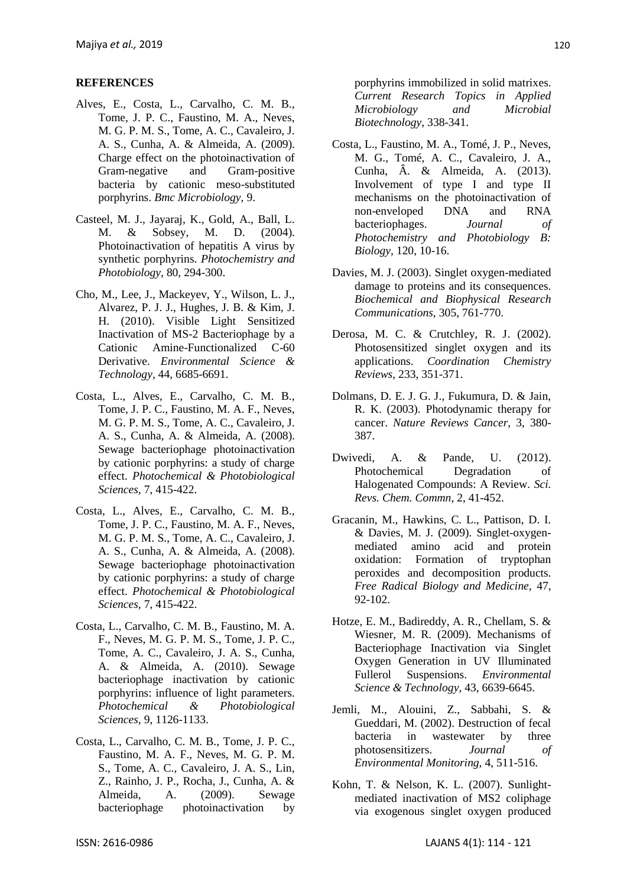## REFERENCES

Alves, E., Costa, L., Carvalho, C. M. B., Tome, J. P. C., Faustino, M. A., Neves, M. G. P. M. S., Tome, A. C., Cavaleiro, J. A. S., Cunha, A. & Almeida, A. (2009). Charge effect on the photoinactivation of Gram-negative and Gram-positive bacteria by cationic meso-substituted porphyrins. *Bmc Microbiology,* 9.

Casteel, M. J., Jayaraj, K., Gold, A., Ball, L. M. & Sobsey, M. D. (2004). Photoinactivation of hepatitis A virus by synthetic porphyrins. *Photochemistry and Photobiology*, 80, 294-300.

Cho, M., Lee, J., Mackeyev, Y., Wilson, L. J., Alvarez, P. J. J., Hughes, J. B. & Kim, J. H. (2010). Visible Light Sensitized Inactivation of MS-2 Bacteriophage by a Cationic Amine-Functionalized C-60 Derivative. *Environmental Science & Technology*, 44, 6685-6691.

Costa, L., Alves, E., Carvalho, C. M. B., Tome, J. P. C., Faustino, M. A. F., Neves, M. G. P. M. S., Tome, A. C., Cavaleiro, J. A. S., Cunha, A. & Almeida, A. (2008). Sewage bacteriophage photoinactivation by cationic porphyrins: a study of charge effect. *Photochemical & Photobiological Sciences*, 7, 415-422.

Costa, L., Alves, E., Carvalho, C. M. B., Tome, J. P. C., Faustino, M. A. F., Neves, M. G. P. M. S., Tome, A. C., Cavaleiro, J. A. S., Cunha, A. & Almeida, A. (2008). Sewage bacteriophage photoinactivation by cationic porphyrins: a study of charge effect. *Photochemical & Photobiological Sciences*, 7, 415-422.

Costa, L., Carvalho, C. M. B., Faustino, M. A. F., Neves, M. G. P. M. S., Tome, J. P. C., Tome, A. C., Cavaleiro, J. A. S., Cunha, A. & Almeida, A. (2010). Sewage bacteriophage inactivation by cationic porphyrins: influence of light parameters. *Photochemical & Photobiological Sciences*, 9, 1126-1133.

Costa, L., Carvalho, C. M. B., Tome, J. P. C., Faustino, M. A. F., Neves, M. G. P. M. S., Tome, A. C., Cavaleiro, J. A. S., Lin, Z., Rainho, J. P., Rocha, J., Cunha, A. & Almeida, A. (2009). Sewage bacteriophage photoinactivation by porphyrins immobilized in solid matrixes. *Current Research Topics in Applied Microbiology and Microbial Biotechnology*, 338-341.

Costa, L., Faustino, M. A., Tomé, J. P., Neves, M. G., Tomé, A. C., Cavaleiro, J. A., Cunha, Â. & Almeida, A. (2013). Involvement of type I and type II mechanisms on the photoinactivation of non-enveloped DNA and RNA bacteriophages. *Journal of Photochemistry and Photobiology B: Biology*, 120, 10-16.

Davies, M. J. (2003). Singlet oxygen-mediated damage to proteins and its consequences. *Biochemical and Biophysical Research Communications*, 305, 761-770.

Derosa, M. C. & Crutchley, R. J. (2002). Photosensitized singlet oxygen and its applications. *Coordination Chemistry Reviews*, 233, 351-371.

Dolmans, D. E. J. G. J., Fukumura, D. & Jain, R. K. (2003). Photodynamic therapy for cancer. *Nature Reviews Cancer,* 3, 380-387.

Dwivedi, A. & Pande, U. (2012). Photochemical Degradation of Halogenated Compounds: A Review. *Sci. Revs. Chem. Commn,* 2, 41-452.

Gracanin, M., Hawkins, C. L., Pattison, D. I. & Davies, M. J. (2009). Singlet-oxygen-mediated amino acid and protein oxidation: Formation of tryptophan peroxides and decomposition products. *Free Radical Biology and Medicine,* 47, 92-102.

Hotze, E. M., Badireddy, A. R., Chellam, S. & Wiesner, M. R. (2009). Mechanisms of Bacteriophage Inactivation via Singlet Oxygen Generation in UV Illuminated Fullerol Suspensions. *Environmental Science & Technology,* 43, 6639-6645.

Jemli, M., Alouini, Z., Sabbahi, S. & Gueddari, M. (2002). Destruction of fecal bacteria in wastewater by three photosensitizers. *Journal of Environmental Monitoring*, 4, 511-516.

Kohn, T. & Nelson, K. L. (2007). Sunlight-mediated inactivation of MS2 coliphage via exogenous singlet oxygen produced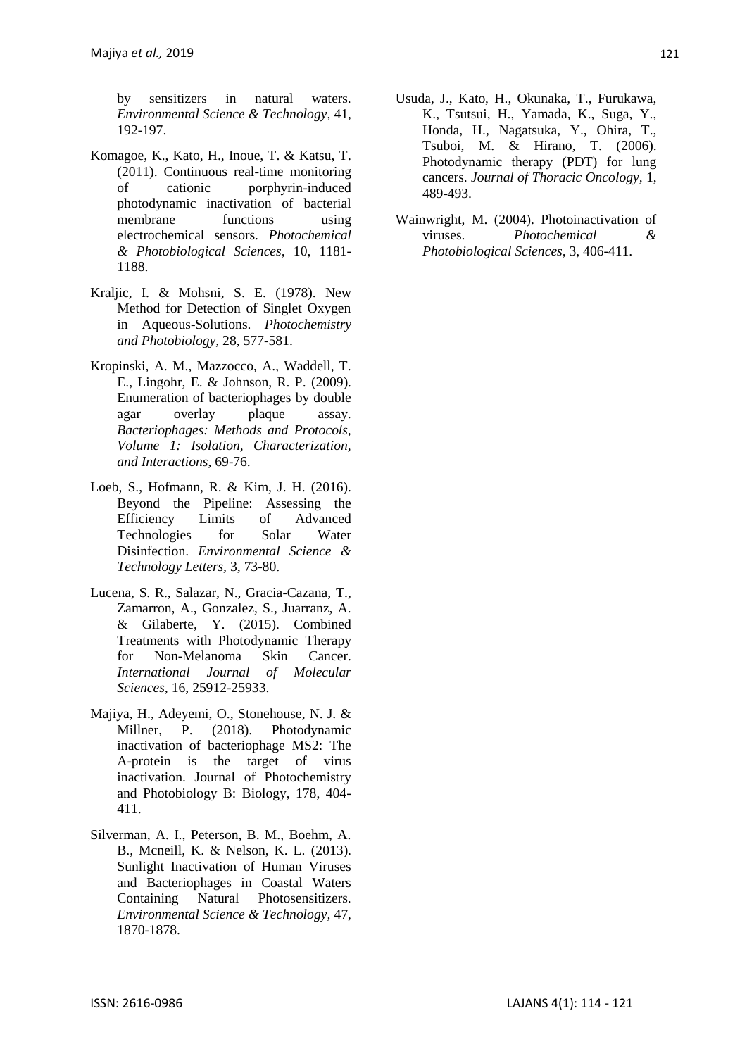by sensitizers in natural waters. *Environmental Science & Technology*, 41, 192-197.

Komagoe, K., Kato, H., Inoue, T. & Katsu, T. (2011). Continuous real-time monitoring of cationic porphyrin-induced photodynamic inactivation of bacterial membrane functions using electrochemical sensors. *Photochemical & Photobiological Sciences*, 10, 1181-1188.

Kraljic, I. & Mohsni, S. E. (1978). New Method for Detection of Singlet Oxygen in Aqueous-Solutions. *Photochemistry and Photobiology*, 28, 577-581.

Kropinski, A. M., Mazzocco, A., Waddell, T. E., Lingohr, E. & Johnson, R. P. (2009). Enumeration of bacteriophages by double agar overlay plaque assay. *Bacteriophages: Methods and Protocols, Volume 1: Isolation, Characterization, and Interactions*, 69-76.

Loeb, S., Hofmann, R. & Kim, J. H. (2016). Beyond the Pipeline: Assessing the Efficiency Limits of Advanced Technologies for Solar Water Disinfection. *Environmental Science & Technology Letters*, 3, 73-80.

Lucena, S. R., Salazar, N., Gracia-Cazana, T., Zamarron, A., Gonzalez, S., Juarranz, A. & Gilaberte, Y. (2015). Combined Treatments with Photodynamic Therapy for Non-Melanoma Skin Cancer. *International Journal of Molecular Sciences*, 16, 25912-25933.

Majiya, H., Adeyemi, O., Stonehouse, N. J. & Millner, P. (2018). Photodynamic inactivation of bacteriophage MS2: The A-protein is the target of virus inactivation. Journal of Photochemistry and Photobiology B: Biology, 178, 404-411.

Silverman, A. I., Peterson, B. M., Boehm, A. B., Mcneill, K. & Nelson, K. L. (2013). Sunlight Inactivation of Human Viruses and Bacteriophages in Coastal Waters Containing Natural Photosensitizers. *Environmental Science & Technology*, 47, 1870-1878.

Usuda, J., Kato, H., Okunaka, T., Furukawa, K., Tsutsui, H., Yamada, K., Suga, Y., Honda, H., Nagatsuka, Y., Ohira, T., Tsuboi, M. & Hirano, T. (2006). Photodynamic therapy (PDT) for lung cancers. *Journal of Thoracic Oncology*, 1, 489-493.

Wainwright, M. (2004). Photoinactivation of viruses. *Photochemical & Photobiological Sciences*, 3, 406-411.